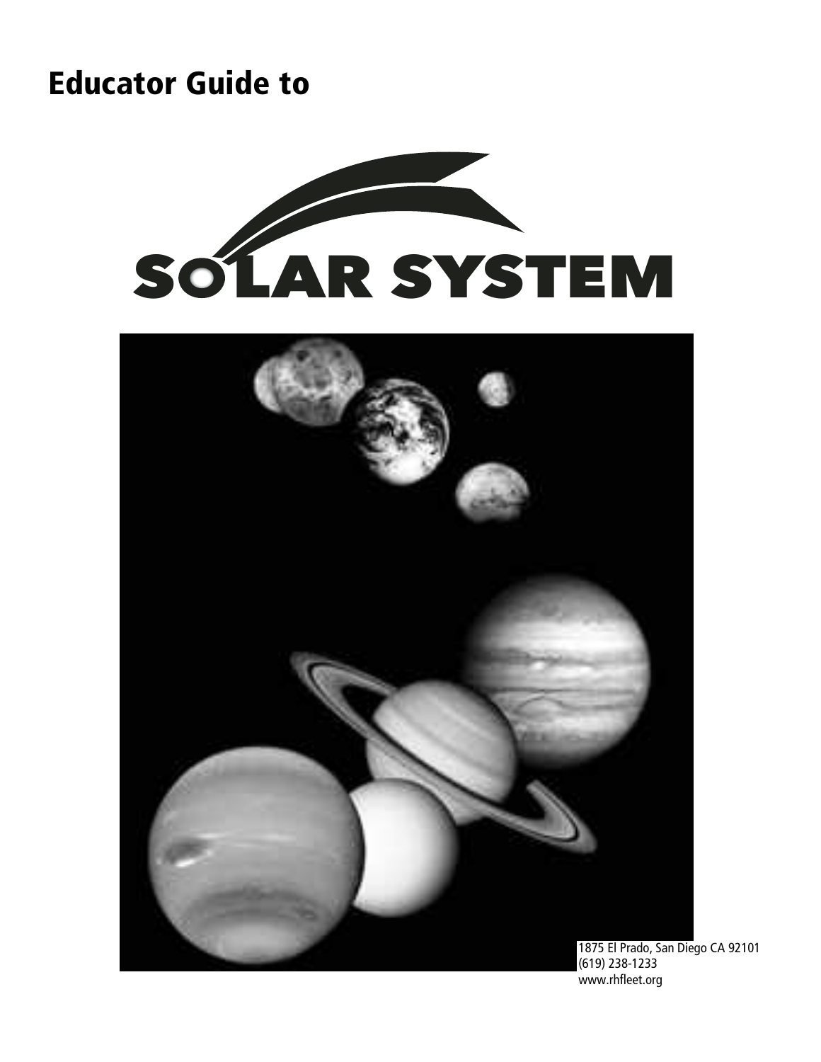# Educator Guide to

# SOLAR SYSTEM

1875 El Prado, San Diego CA 92101
(619) 238-1233
www.rhfleet.org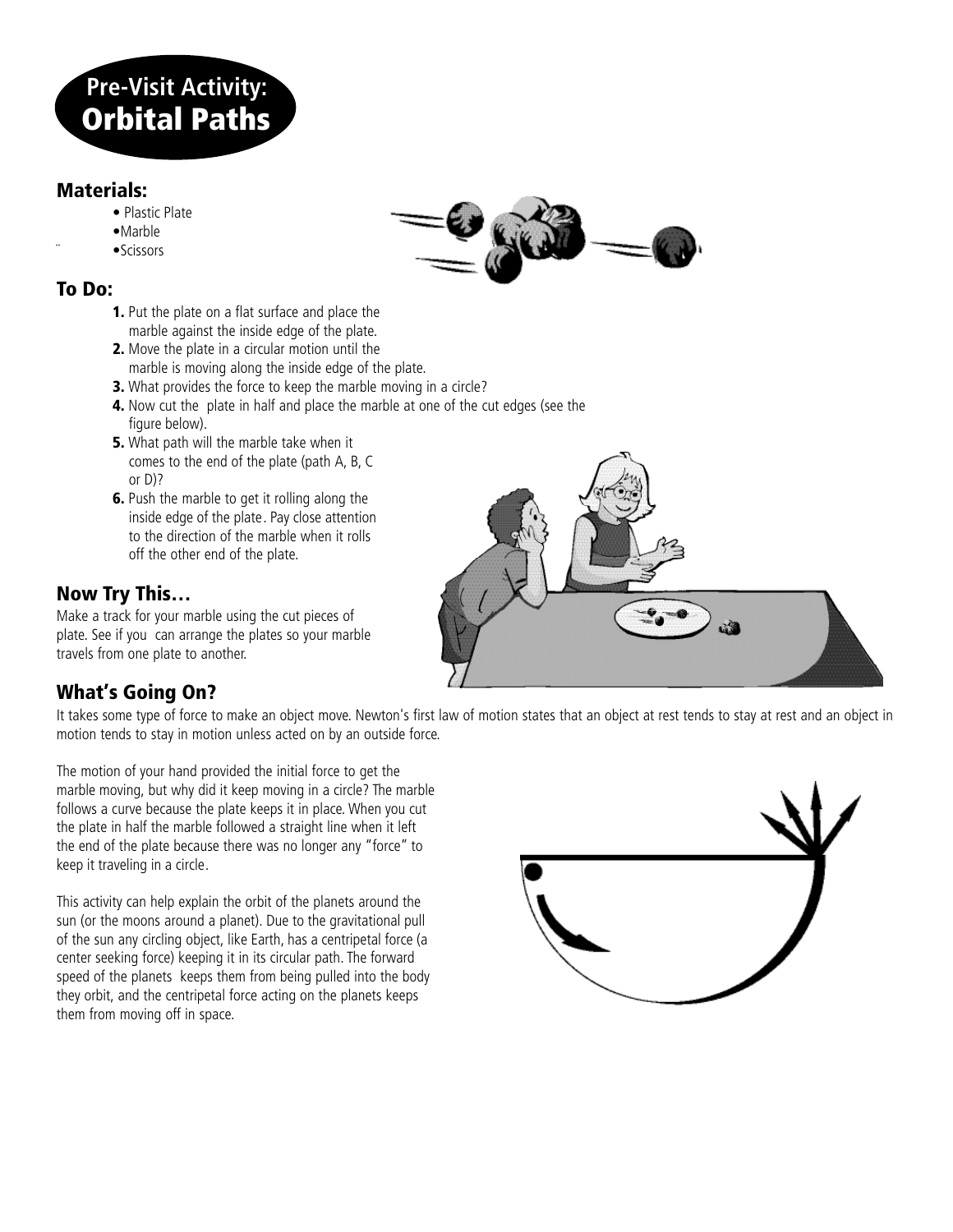# Pre-Visit Activity: Orbital Paths

## Materials:

- Plastic Plate
- Marble
- Scissors

## To Do:

1. Put the plate on a flat surface and place the marble against the inside edge of the plate.
2. Move the plate in a circular motion until the marble is moving along the inside edge of the plate.
3. What provides the force to keep the marble moving in a circle?
4. Now cut the plate in half and place the marble at one of the cut edges (see the figure below).
5. What path will the marble take when it comes to the end of the plate (path A, B, C or D)?
6. Push the marble to get it rolling along the inside edge of the plate. Pay close attention to the direction of the marble when it rolls off the other end of the plate.

## Now Try This…

Make a track for your marble using the cut pieces of plate. See if you can arrange the plates so your marble travels from one plate to another.

## What's Going On?

It takes some type of force to make an object move. Newton's first law of motion states that an object at rest tends to stay at rest and an object in motion tends to stay in motion unless acted on by an outside force.

The motion of your hand provided the initial force to get the marble moving, but why did it keep moving in a circle? The marble follows a curve because the plate keeps it in place. When you cut the plate in half the marble followed a straight line when it left the end of the plate because there was no longer any "force" to keep it traveling in a circle.

This activity can help explain the orbit of the planets around the sun (or the moons around a planet). Due to the gravitational pull of the sun any circling object, like Earth, has a centripetal force (a center seeking force) keeping it in its circular path. The forward speed of the planets keeps them from being pulled into the body they orbit, and the centripetal force acting on the planets keeps them from moving off in space.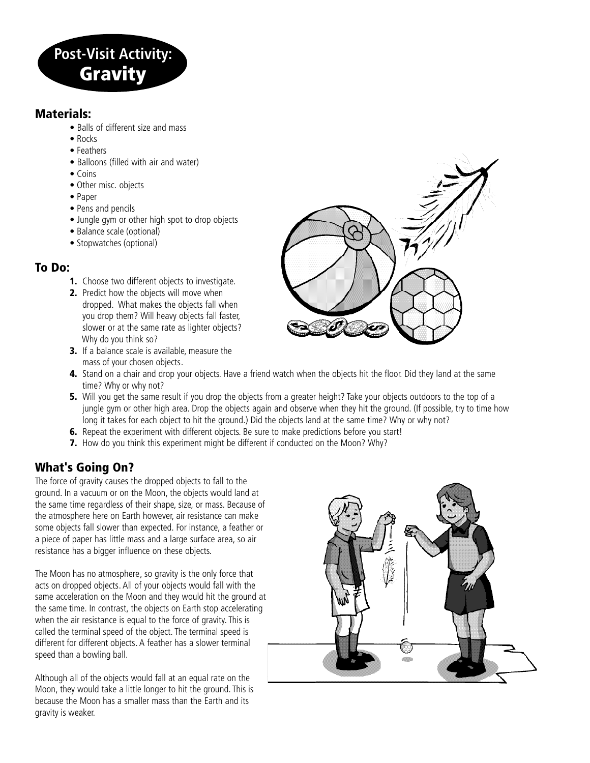# Post-Visit Activity: Gravity

## Materials:

- Balls of different size and mass
- Rocks
- Feathers
- Balloons (filled with air and water)
- Coins
- Other misc. objects
- Paper
- Pens and pencils
- Jungle gym or other high spot to drop objects
- Balance scale (optional)
- Stopwatches (optional)

## To Do:

1. Choose two different objects to investigate.
2. Predict how the objects will move when dropped. What makes the objects fall when you drop them? Will heavy objects fall faster, slower or at the same rate as lighter objects? Why do you think so?
3. If a balance scale is available, measure the mass of your chosen objects.
4. Stand on a chair and drop your objects. Have a friend watch when the objects hit the floor. Did they land at the same time? Why or why not?
5. Will you get the same result if you drop the objects from a greater height? Take your objects outdoors to the top of a jungle gym or other high area. Drop the objects again and observe when they hit the ground. (If possible, try to time how long it takes for each object to hit the ground.) Did the objects land at the same time? Why or why not?
6. Repeat the experiment with different objects. Be sure to make predictions before you start!
7. How do you think this experiment might be different if conducted on the Moon? Why?

## What's Going On?

The force of gravity causes the dropped objects to fall to the ground. In a vacuum or on the Moon, the objects would land at the same time regardless of their shape, size, or mass. Because of the atmosphere here on Earth however, air resistance can make some objects fall slower than expected. For instance, a feather or a piece of paper has little mass and a large surface area, so air resistance has a bigger influence on these objects.

The Moon has no atmosphere, so gravity is the only force that acts on dropped objects. All of your objects would fall with the same acceleration on the Moon and they would hit the ground at the same time. In contrast, the objects on Earth stop accelerating when the air resistance is equal to the force of gravity. This is called the terminal speed of the object. The terminal speed is different for different objects. A feather has a slower terminal speed than a bowling ball.

Although all of the objects would fall at an equal rate on the Moon, they would take a little longer to hit the ground. This is because the Moon has a smaller mass than the Earth and its gravity is weaker.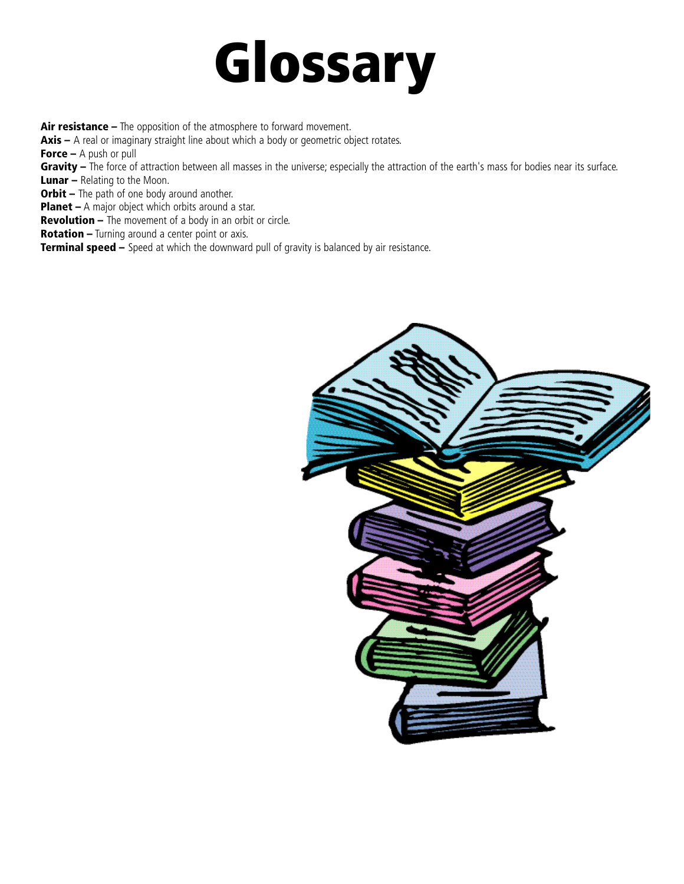# Glossary

**Air resistance –** The opposition of the atmosphere to forward movement.
**Axis –** A real or imaginary straight line about which a body or geometric object rotates.
**Force –** A push or pull
**Gravity –** The force of attraction between all masses in the universe; especially the attraction of the earth's mass for bodies near its surface.
**Lunar –** Relating to the Moon.
**Orbit –** The path of one body around another.
**Planet –** A major object which orbits around a star.
**Revolution –** The movement of a body in an orbit or circle.
**Rotation –** Turning around a center point or axis.
**Terminal speed –** Speed at which the downward pull of gravity is balanced by air resistance.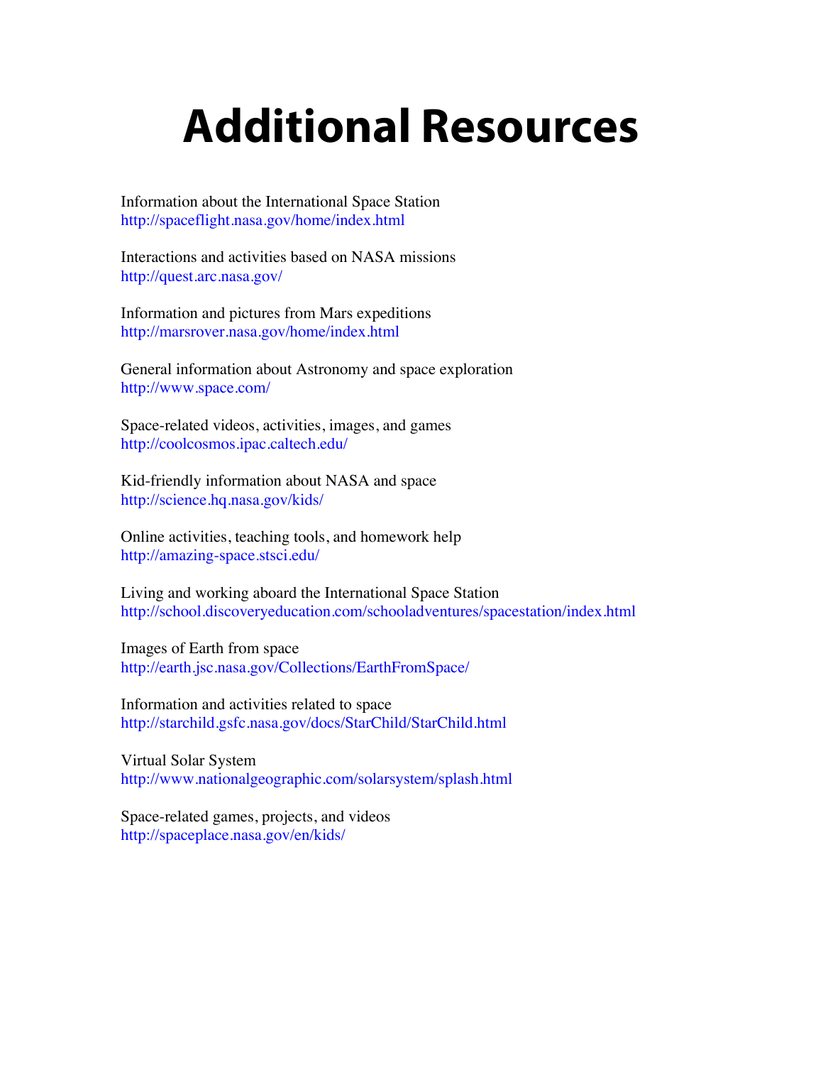# Additional Resources

Information about the International Space Station
http://spaceflight.nasa.gov/home/index.html

Interactions and activities based on NASA missions
http://quest.arc.nasa.gov/

Information and pictures from Mars expeditions
http://marsrover.nasa.gov/home/index.html

General information about Astronomy and space exploration
http://www.space.com/

Space-related videos, activities, images, and games
http://coolcosmos.ipac.caltech.edu/

Kid-friendly information about NASA and space
http://science.hq.nasa.gov/kids/

Online activities, teaching tools, and homework help
http://amazing-space.stsci.edu/

Living and working aboard the International Space Station
http://school.discoveryeducation.com/schooladventures/spacestation/index.html

Images of Earth from space
http://earth.jsc.nasa.gov/Collections/EarthFromSpace/

Information and activities related to space
http://starchild.gsfc.nasa.gov/docs/StarChild/StarChild.html

Virtual Solar System
http://www.nationalgeographic.com/solarsystem/splash.html

Space-related games, projects, and videos
http://spaceplace.nasa.gov/en/kids/